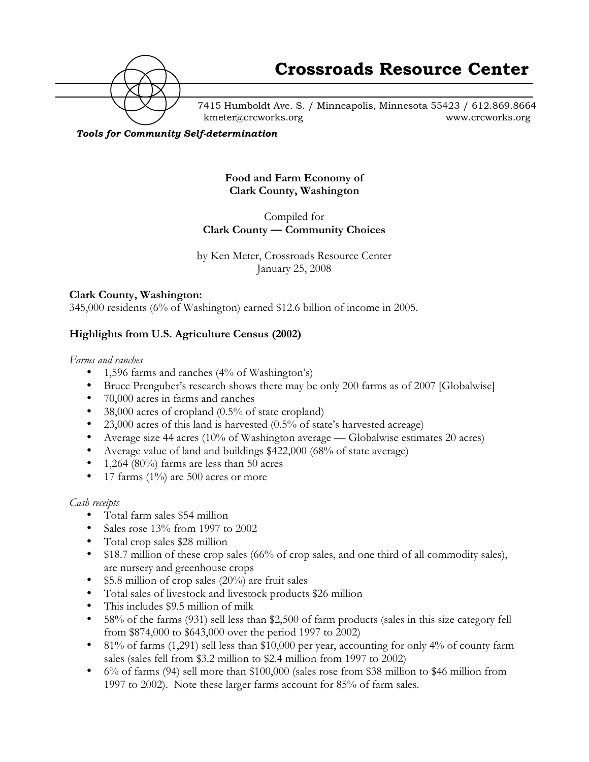# Crossroads Resource Center

7415 Humboldt Ave. S. / Minneapolis, Minnesota 55423 / 612.869.8664
kmeter@crcworks.org www.crcworks.org

*Tools for Community Self-determination*

**Food and Farm Economy of Clark County, Washington**

Compiled for
**Clark County — Community Choices**

by Ken Meter, Crossroads Resource Center
January 25, 2008

**Clark County, Washington:**
345,000 residents (6% of Washington) earned $12.6 billion of income in 2005.

## Highlights from U.S. Agriculture Census (2002)

*Farms and ranches*

- 1,596 farms and ranches (4% of Washington's)
- Bruce Prenguber's research shows there may be only 200 farms as of 2007 [Globalwise]
- 70,000 acres in farms and ranches
- 38,000 acres of cropland (0.5% of state cropland)
- 23,000 acres of this land is harvested (0.5% of state's harvested acreage)
- Average size 44 acres (10% of Washington average — Globalwise estimates 20 acres)
- Average value of land and buildings $422,000 (68% of state average)
- 1,264 (80%) farms are less than 50 acres
- 17 farms (1%) are 500 acres or more

*Cash receipts*

- Total farm sales $54 million
- Sales rose 13% from 1997 to 2002
- Total crop sales $28 million
- $18.7 million of these crop sales (66% of crop sales, and one third of all commodity sales), are nursery and greenhouse crops
- $5.8 million of crop sales (20%) are fruit sales
- Total sales of livestock and livestock products $26 million
- This includes $9.5 million of milk
- 58% of the farms (931) sell less than $2,500 of farm products (sales in this size category fell from $874,000 to $643,000 over the period 1997 to 2002)
- 81% of farms (1,291) sell less than $10,000 per year, accounting for only 4% of county farm sales (sales fell from $3.2 million to $2.4 million from 1997 to 2002)
- 6% of farms (94) sell more than $100,000 (sales rose from $38 million to $46 million from 1997 to 2002). Note these larger farms account for 85% of farm sales.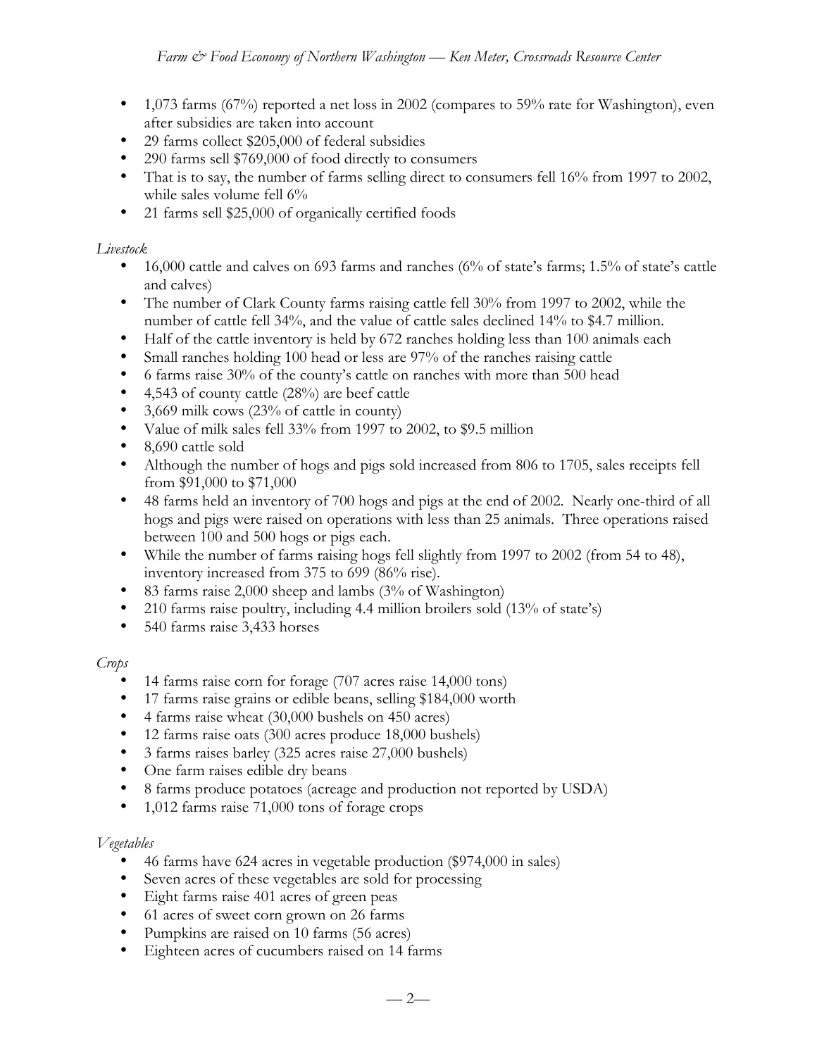- 1,073 farms (67%) reported a net loss in 2002 (compares to 59% rate for Washington), even after subsidies are taken into account
- 29 farms collect $205,000 of federal subsidies
- 290 farms sell $769,000 of food directly to consumers
- That is to say, the number of farms selling direct to consumers fell 16% from 1997 to 2002, while sales volume fell 6%
- 21 farms sell $25,000 of organically certified foods

*Livestock*

- 16,000 cattle and calves on 693 farms and ranches (6% of state's farms; 1.5% of state's cattle and calves)
- The number of Clark County farms raising cattle fell 30% from 1997 to 2002, while the number of cattle fell 34%, and the value of cattle sales declined 14% to $4.7 million.
- Half of the cattle inventory is held by 672 ranches holding less than 100 animals each
- Small ranches holding 100 head or less are 97% of the ranches raising cattle
- 6 farms raise 30% of the county's cattle on ranches with more than 500 head
- 4,543 of county cattle (28%) are beef cattle
- 3,669 milk cows (23% of cattle in county)
- Value of milk sales fell 33% from 1997 to 2002, to $9.5 million
- 8,690 cattle sold
- Although the number of hogs and pigs sold increased from 806 to 1705, sales receipts fell from $91,000 to $71,000
- 48 farms held an inventory of 700 hogs and pigs at the end of 2002. Nearly one-third of all hogs and pigs were raised on operations with less than 25 animals. Three operations raised between 100 and 500 hogs or pigs each.
- While the number of farms raising hogs fell slightly from 1997 to 2002 (from 54 to 48), inventory increased from 375 to 699 (86% rise).
- 83 farms raise 2,000 sheep and lambs (3% of Washington)
- 210 farms raise poultry, including 4.4 million broilers sold (13% of state's)
- 540 farms raise 3,433 horses

*Crops*

- 14 farms raise corn for forage (707 acres raise 14,000 tons)
- 17 farms raise grains or edible beans, selling $184,000 worth
- 4 farms raise wheat (30,000 bushels on 450 acres)
- 12 farms raise oats (300 acres produce 18,000 bushels)
- 3 farms raises barley (325 acres raise 27,000 bushels)
- One farm raises edible dry beans
- 8 farms produce potatoes (acreage and production not reported by USDA)
- 1,012 farms raise 71,000 tons of forage crops

*Vegetables*

- 46 farms have 624 acres in vegetable production ($974,000 in sales)
- Seven acres of these vegetables are sold for processing
- Eight farms raise 401 acres of green peas
- 61 acres of sweet corn grown on 26 farms
- Pumpkins are raised on 10 farms (56 acres)
- Eighteen acres of cucumbers raised on 14 farms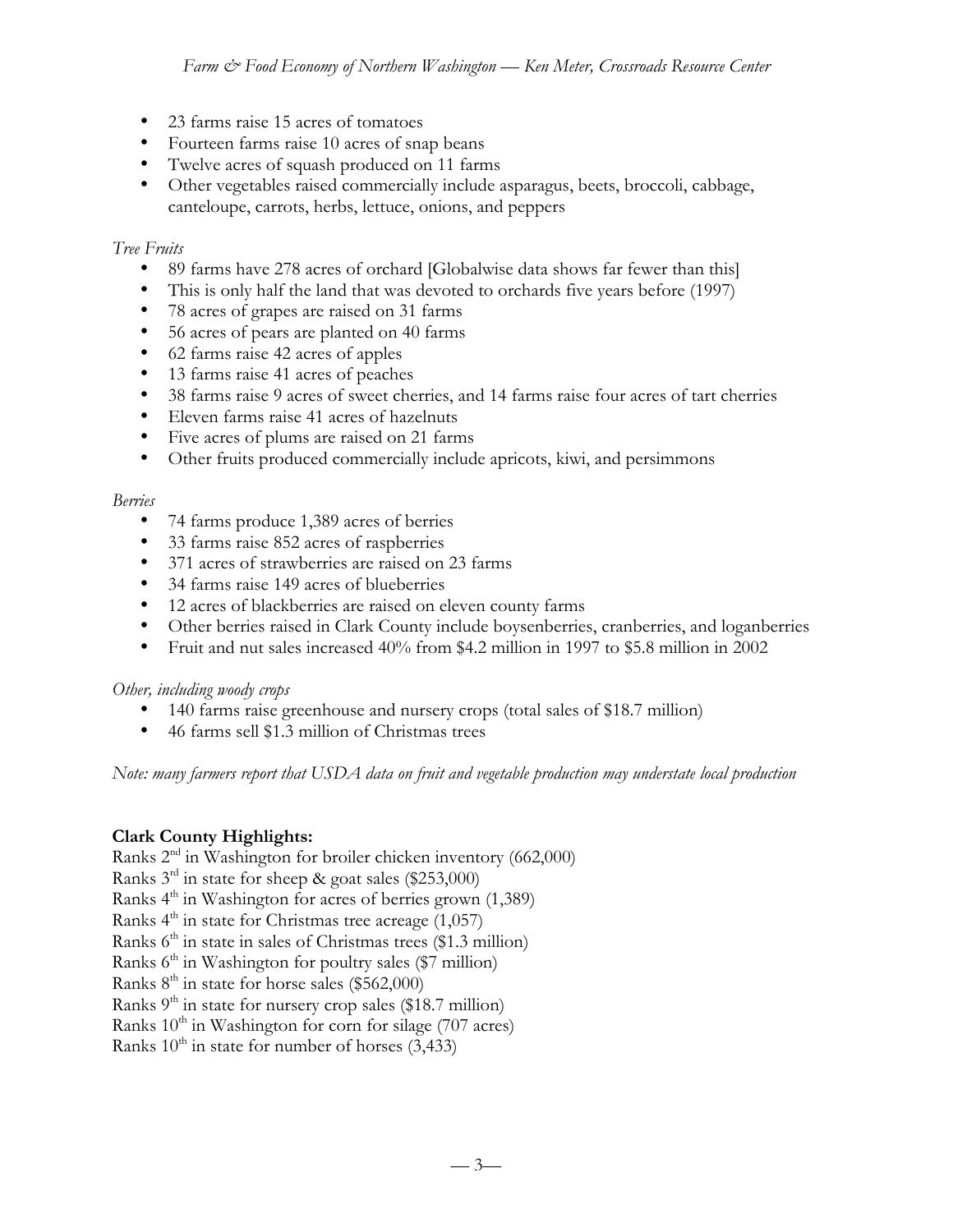- 23 farms raise 15 acres of tomatoes
- Fourteen farms raise 10 acres of snap beans
- Twelve acres of squash produced on 11 farms
- Other vegetables raised commercially include asparagus, beets, broccoli, cabbage, canteloupe, carrots, herbs, lettuce, onions, and peppers

*Tree Fruits*

- 89 farms have 278 acres of orchard [Globalwise data shows far fewer than this]
- This is only half the land that was devoted to orchards five years before (1997)
- 78 acres of grapes are raised on 31 farms
- 56 acres of pears are planted on 40 farms
- 62 farms raise 42 acres of apples
- 13 farms raise 41 acres of peaches
- 38 farms raise 9 acres of sweet cherries, and 14 farms raise four acres of tart cherries
- Eleven farms raise 41 acres of hazelnuts
- Five acres of plums are raised on 21 farms
- Other fruits produced commercially include apricots, kiwi, and persimmons

*Berries*

- 74 farms produce 1,389 acres of berries
- 33 farms raise 852 acres of raspberries
- 371 acres of strawberries are raised on 23 farms
- 34 farms raise 149 acres of blueberries
- 12 acres of blackberries are raised on eleven county farms
- Other berries raised in Clark County include boysenberries, cranberries, and loganberries
- Fruit and nut sales increased 40% from $4.2 million in 1997 to $5.8 million in 2002

*Other, including woody crops*

- 140 farms raise greenhouse and nursery crops (total sales of $18.7 million)
- 46 farms sell $1.3 million of Christmas trees

*Note: many farmers report that USDA data on fruit and vegetable production may understate local production*

**Clark County Highlights:**

Ranks 2nd in Washington for broiler chicken inventory (662,000)
Ranks 3rd in state for sheep & goat sales ($253,000)
Ranks 4th in Washington for acres of berries grown (1,389)
Ranks 4th in state for Christmas tree acreage (1,057)
Ranks 6th in state in sales of Christmas trees ($1.3 million)
Ranks 6th in Washington for poultry sales ($7 million)
Ranks 8th in state for horse sales ($562,000)
Ranks 9th in state for nursery crop sales ($18.7 million)
Ranks 10th in Washington for corn for silage (707 acres)
Ranks 10th in state for number of horses (3,433)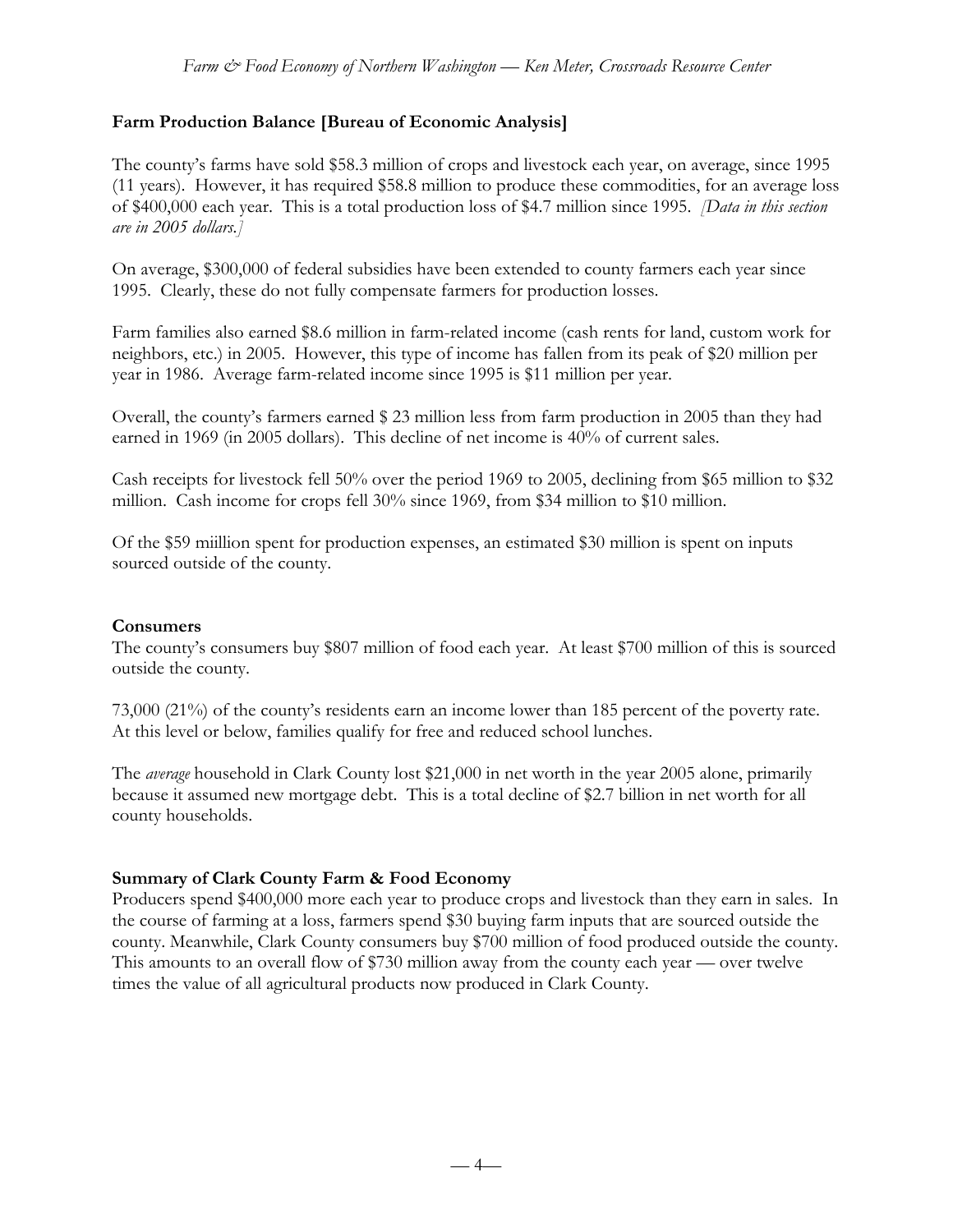## Farm Production Balance [Bureau of Economic Analysis]

The county's farms have sold $58.3 million of crops and livestock each year, on average, since 1995 (11 years). However, it has required $58.8 million to produce these commodities, for an average loss of $400,000 each year. This is a total production loss of $4.7 million since 1995. *[Data in this section are in 2005 dollars.]*

On average, $300,000 of federal subsidies have been extended to county farmers each year since 1995. Clearly, these do not fully compensate farmers for production losses.

Farm families also earned $8.6 million in farm-related income (cash rents for land, custom work for neighbors, etc.) in 2005. However, this type of income has fallen from its peak of $20 million per year in 1986. Average farm-related income since 1995 is $11 million per year.

Overall, the county's farmers earned $ 23 million less from farm production in 2005 than they had earned in 1969 (in 2005 dollars). This decline of net income is 40% of current sales.

Cash receipts for livestock fell 50% over the period 1969 to 2005, declining from $65 million to $32 million. Cash income for crops fell 30% since 1969, from $34 million to $10 million.

Of the $59 miillion spent for production expenses, an estimated $30 million is spent on inputs sourced outside of the county.

## Consumers

The county's consumers buy $807 million of food each year. At least $700 million of this is sourced outside the county.

73,000 (21%) of the county's residents earn an income lower than 185 percent of the poverty rate. At this level or below, families qualify for free and reduced school lunches.

The *average* household in Clark County lost $21,000 in net worth in the year 2005 alone, primarily because it assumed new mortgage debt. This is a total decline of $2.7 billion in net worth for all county households.

## Summary of Clark County Farm & Food Economy

Producers spend $400,000 more each year to produce crops and livestock than they earn in sales. In the course of farming at a loss, farmers spend $30 buying farm inputs that are sourced outside the county. Meanwhile, Clark County consumers buy $700 million of food produced outside the county. This amounts to an overall flow of $730 million away from the county each year — over twelve times the value of all agricultural products now produced in Clark County.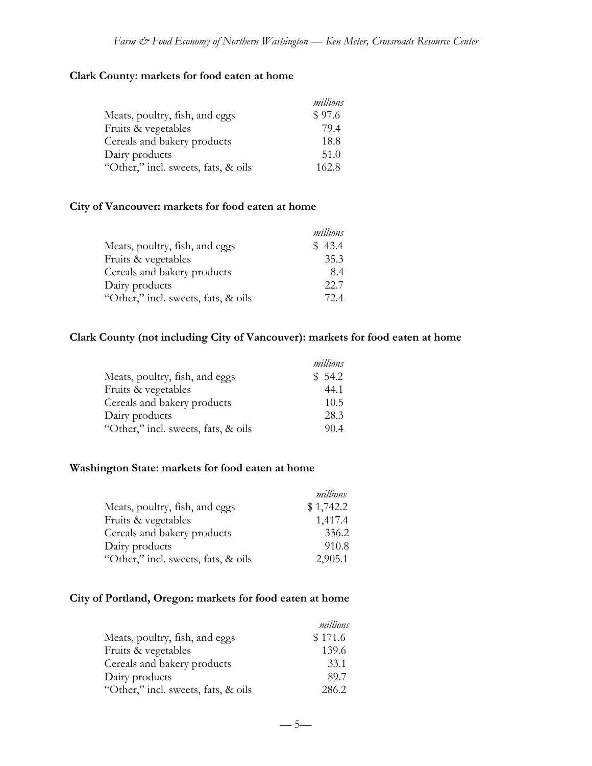**Clark County: markets for food eaten at home**

| | *millions* |
|---|---|
| Meats, poultry, fish, and eggs | $ 97.6 |
| Fruits & vegetables | 79.4 |
| Cereals and bakery products | 18.8 |
| Dairy products | 51.0 |
| "Other," incl. sweets, fats, & oils | 162.8 |

**City of Vancouver: markets for food eaten at home**

| | *millions* |
|---|---|
| Meats, poultry, fish, and eggs | $ 43.4 |
| Fruits & vegetables | 35.3 |
| Cereals and bakery products | 8.4 |
| Dairy products | 22.7 |
| "Other," incl. sweets, fats, & oils | 72.4 |

**Clark County (not including City of Vancouver): markets for food eaten at home**

| | *millions* |
|---|---|
| Meats, poultry, fish, and eggs | $ 54.2 |
| Fruits & vegetables | 44.1 |
| Cereals and bakery products | 10.5 |
| Dairy products | 28.3 |
| "Other," incl. sweets, fats, & oils | 90.4 |

**Washington State: markets for food eaten at home**

| | *millions* |
|---|---|
| Meats, poultry, fish, and eggs | $ 1,742.2 |
| Fruits & vegetables | 1,417.4 |
| Cereals and bakery products | 336.2 |
| Dairy products | 910.8 |
| "Other," incl. sweets, fats, & oils | 2,905.1 |

**City of Portland, Oregon: markets for food eaten at home**

| | *millions* |
|---|---|
| Meats, poultry, fish, and eggs | $ 171.6 |
| Fruits & vegetables | 139.6 |
| Cereals and bakery products | 33.1 |
| Dairy products | 89.7 |
| "Other," incl. sweets, fats, & oils | 286.2 |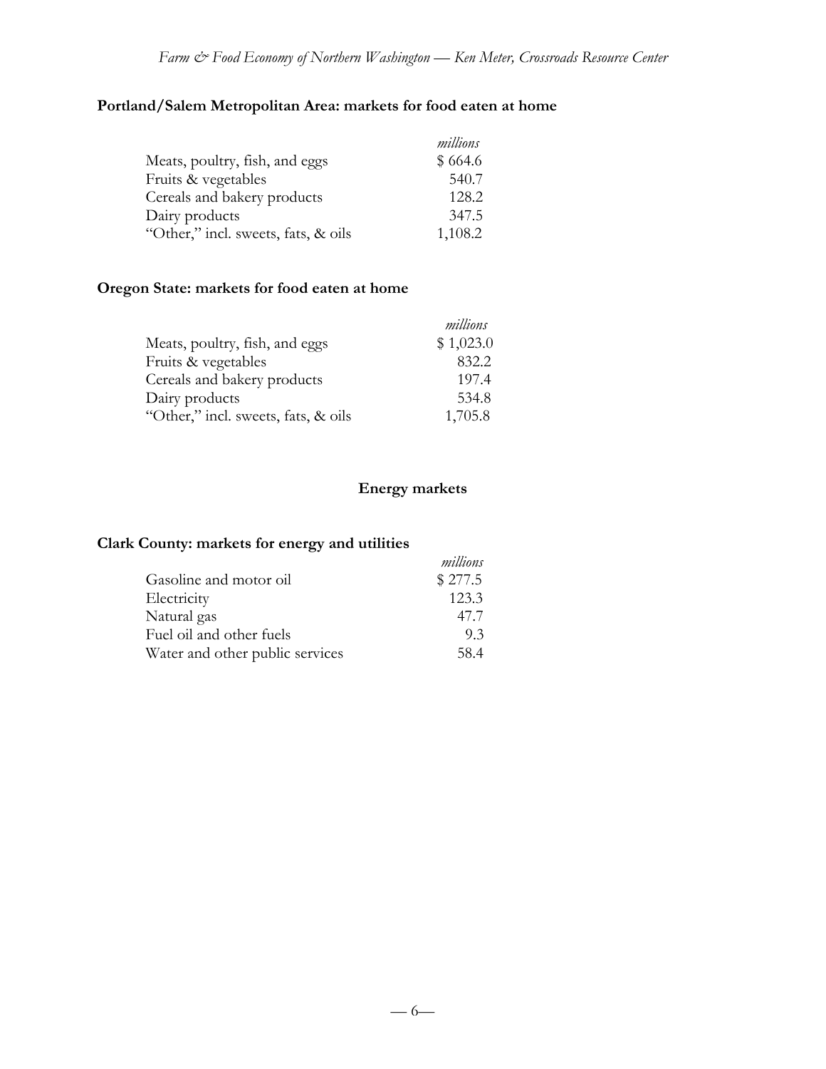**Portland/Salem Metropolitan Area: markets for food eaten at home**

| | *millions* |
|---|---|
| Meats, poultry, fish, and eggs | $ 664.6 |
| Fruits & vegetables | 540.7 |
| Cereals and bakery products | 128.2 |
| Dairy products | 347.5 |
| "Other," incl. sweets, fats, & oils | 1,108.2 |

**Oregon State: markets for food eaten at home**

| | *millions* |
|---|---|
| Meats, poultry, fish, and eggs | $ 1,023.0 |
| Fruits & vegetables | 832.2 |
| Cereals and bakery products | 197.4 |
| Dairy products | 534.8 |
| "Other," incl. sweets, fats, & oils | 1,705.8 |

## Energy markets

**Clark County: markets for energy and utilities**

| | *millions* |
|---|---|
| Gasoline and motor oil | $ 277.5 |
| Electricity | 123.3 |
| Natural gas | 47.7 |
| Fuel oil and other fuels | 9.3 |
| Water and other public services | 58.4 |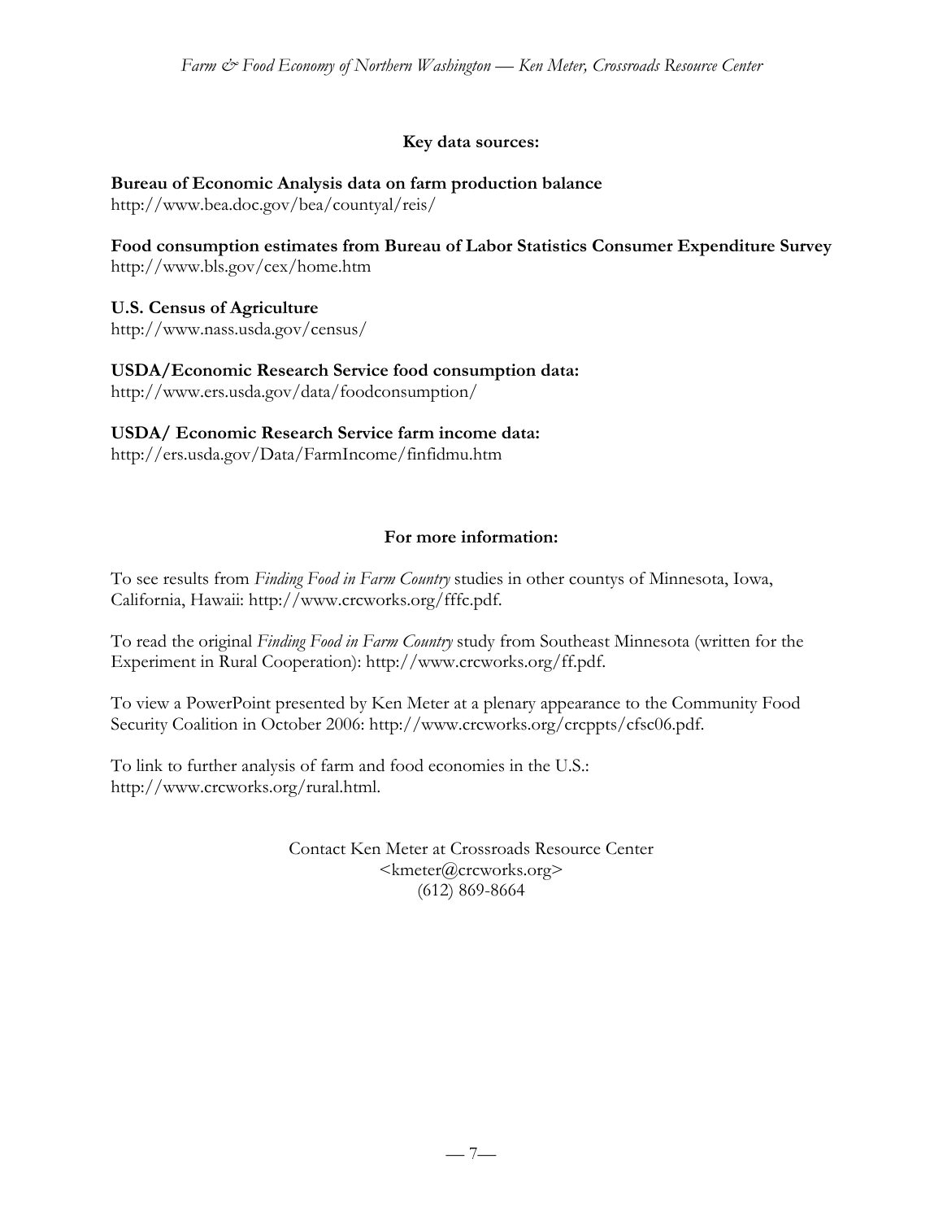## Key data sources:

**Bureau of Economic Analysis data on farm production balance**
http://www.bea.doc.gov/bea/countyal/reis/

**Food consumption estimates from Bureau of Labor Statistics Consumer Expenditure Survey**
http://www.bls.gov/cex/home.htm

**U.S. Census of Agriculture**
http://www.nass.usda.gov/census/

**USDA/Economic Research Service food consumption data:**
http://www.ers.usda.gov/data/foodconsumption/

**USDA/ Economic Research Service farm income data:**
http://ers.usda.gov/Data/FarmIncome/finfidmu.htm

## For more information:

To see results from *Finding Food in Farm Country* studies in other countys of Minnesota, Iowa, California, Hawaii: http://www.crcworks.org/fffc.pdf.

To read the original *Finding Food in Farm Country* study from Southeast Minnesota (written for the Experiment in Rural Cooperation): http://www.crcworks.org/ff.pdf.

To view a PowerPoint presented by Ken Meter at a plenary appearance to the Community Food Security Coalition in October 2006: http://www.crcworks.org/crcppts/cfsc06.pdf.

To link to further analysis of farm and food economies in the U.S.: http://www.crcworks.org/rural.html.

Contact Ken Meter at Crossroads Resource Center
<kmeter@crcworks.org>
(612) 869-8664